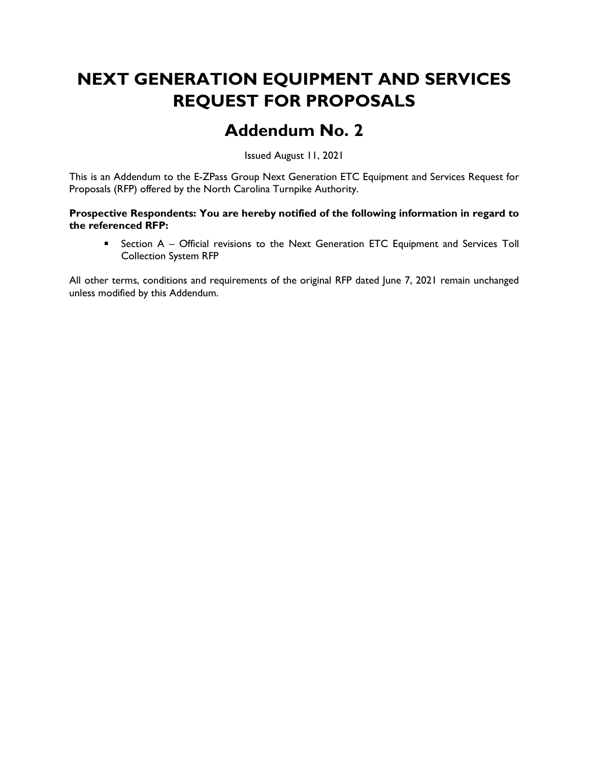# NEXT GENERATION EQUIPMENT AND SERVICES REQUEST FOR PROPOSALS

## Addendum No. 2

Issued August 11, 2021

This is an Addendum to the E-ZPass Group Next Generation ETC Equipment and Services Request for Proposals (RFP) offered by the North Carolina Turnpike Authority.

**Prospective Respondents: You are hereby notified of the following information in regard to the referenced RFP:**

- Section A – Official revisions to the Next Generation ETC Equipment and Services Toll Collection System RFP

All other terms, conditions and requirements of the original RFP dated June 7, 2021 remain unchanged unless modified by this Addendum.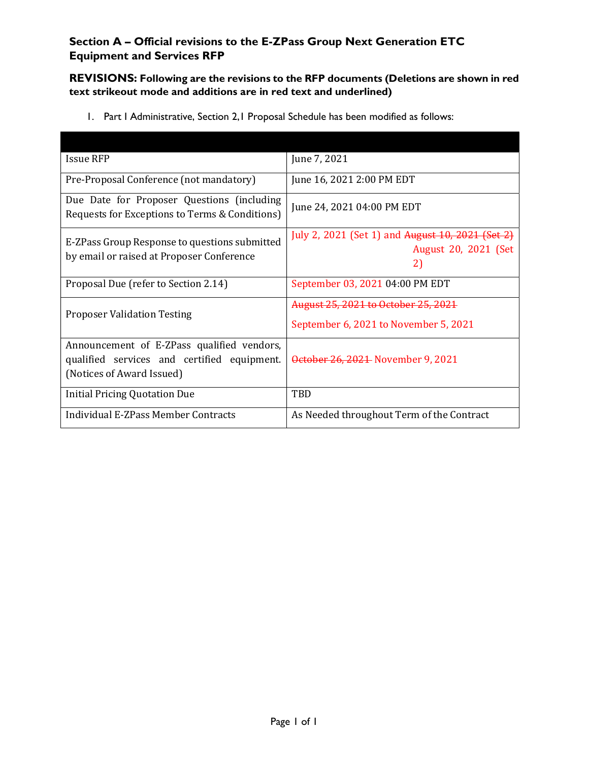### Section A – Official revisions to the E-ZPass Group Next Generation ETC Equipment and Services RFP

**REVISIONS: Following are the revisions to the RFP documents (Deletions are shown in red text strikeout mode and additions are in red text and underlined)**

1. Part I Administrative, Section 2,1 Proposal Schedule has been modified as follows:

| | |
|---|---|
| Issue RFP | June 7, 2021 |
| Pre-Proposal Conference (not mandatory) | June 16, 2021 2:00 PM EDT |
| Due Date for Proposer Questions (including Requests for Exceptions to Terms & Conditions) | June 24, 2021 04:00 PM EDT |
| E-ZPass Group Response to questions submitted by email or raised at Proposer Conference | July 2, 2021 (Set 1) and ~~August 10, 2021 (Set 2)~~ August 20, 2021 (Set 2) |
| Proposal Due (refer to Section 2.14) | September 03, 2021 04:00 PM EDT |
| Proposer Validation Testing | ~~August 25, 2021 to October 25, 2021~~ September 6, 2021 to November 5, 2021 |
| Announcement of E-ZPass qualified vendors, qualified services and certified equipment. (Notices of Award Issued) | ~~October 26, 2021~~ November 9, 2021 |
| Initial Pricing Quotation Due | TBD |
| Individual E-ZPass Member Contracts | As Needed throughout Term of the Contract |